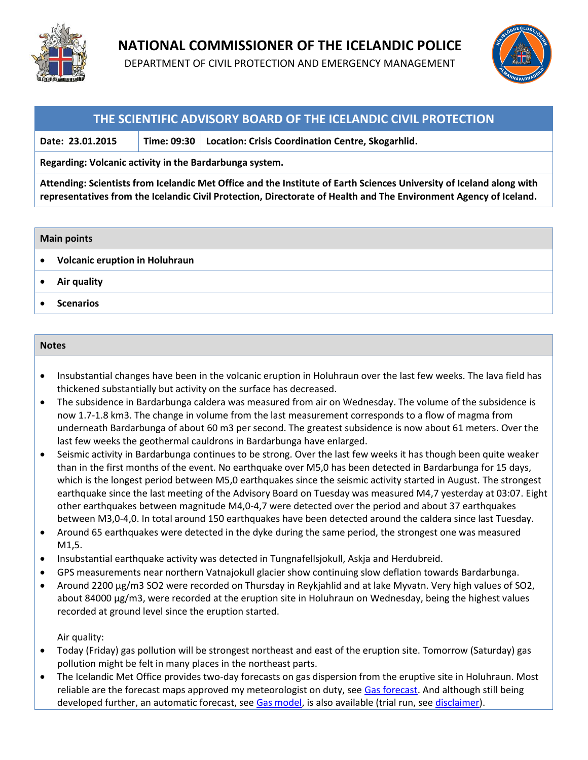# NATIONAL COMMISSIONER OF THE ICELANDIC POLICE

DEPARTMENT OF CIVIL PROTECTION AND EMERGENCY MANAGEMENT

## THE SCIENTIFIC ADVISORY BOARD OF THE ICELANDIC CIVIL PROTECTION

| Date: 23.01.2015 | Time: 09:30 | Location: Crisis Coordination Centre, Skogarhlid. |
|---|---|---|

**Regarding: Volcanic activity in the Bardarbunga system.**

**Attending: Scientists from Icelandic Met Office and the Institute of Earth Sciences University of Iceland along with representatives from the Icelandic Civil Protection, Directorate of Health and The Environment Agency of Iceland.**

### Main points

- **Volcanic eruption in Holuhraun**
- **Air quality**
- **Scenarios**

### Notes

- Insubstantial changes have been in the volcanic eruption in Holuhraun over the last few weeks. The lava field has thickened substantially but activity on the surface has decreased.
- The subsidence in Bardarbunga caldera was measured from air on Wednesday. The volume of the subsidence is now 1.7-1.8 km3. The change in volume from the last measurement corresponds to a flow of magma from underneath Bardarbunga of about 60 m3 per second. The greatest subsidence is now about 61 meters. Over the last few weeks the geothermal cauldrons in Bardarbunga have enlarged.
- Seismic activity in Bardarbunga continues to be strong. Over the last few weeks it has though been quite weaker than in the first months of the event. No earthquake over M5,0 has been detected in Bardarbunga for 15 days, which is the longest period between M5,0 earthquakes since the seismic activity started in August. The strongest earthquake since the last meeting of the Advisory Board on Tuesday was measured M4,7 yesterday at 03:07. Eight other earthquakes between magnitude M4,0-4,7 were detected over the period and about 37 earthquakes between M3,0-4,0. In total around 150 earthquakes have been detected around the caldera since last Tuesday.
- Around 65 earthquakes were detected in the dyke during the same period, the strongest one was measured M1,5.
- Insubstantial earthquake activity was detected in Tungnafellsjokull, Askja and Herdubreid.
- GPS measurements near northern Vatnajokull glacier show continuing slow deflation towards Bardarbunga.
- Around 2200 µg/m3 $SO_2$ were recorded on Thursday in Reykjahlid and at lake Myvatn. Very high values of $SO_2$, about 84000 µg/m3, were recorded at the eruption site in Holuhraun on Wednesday, being the highest values recorded at ground level since the eruption started.

Air quality:

- Today (Friday) gas pollution will be strongest northeast and east of the eruption site. Tomorrow (Saturday) gas pollution might be felt in many places in the northeast parts.
- The Icelandic Met Office provides two-day forecasts on gas dispersion from the eruptive site in Holuhraun. Most reliable are the forecast maps approved my meteorologist on duty, see Gas forecast. And although still being developed further, an automatic forecast, see Gas model, is also available (trial run, see disclaimer).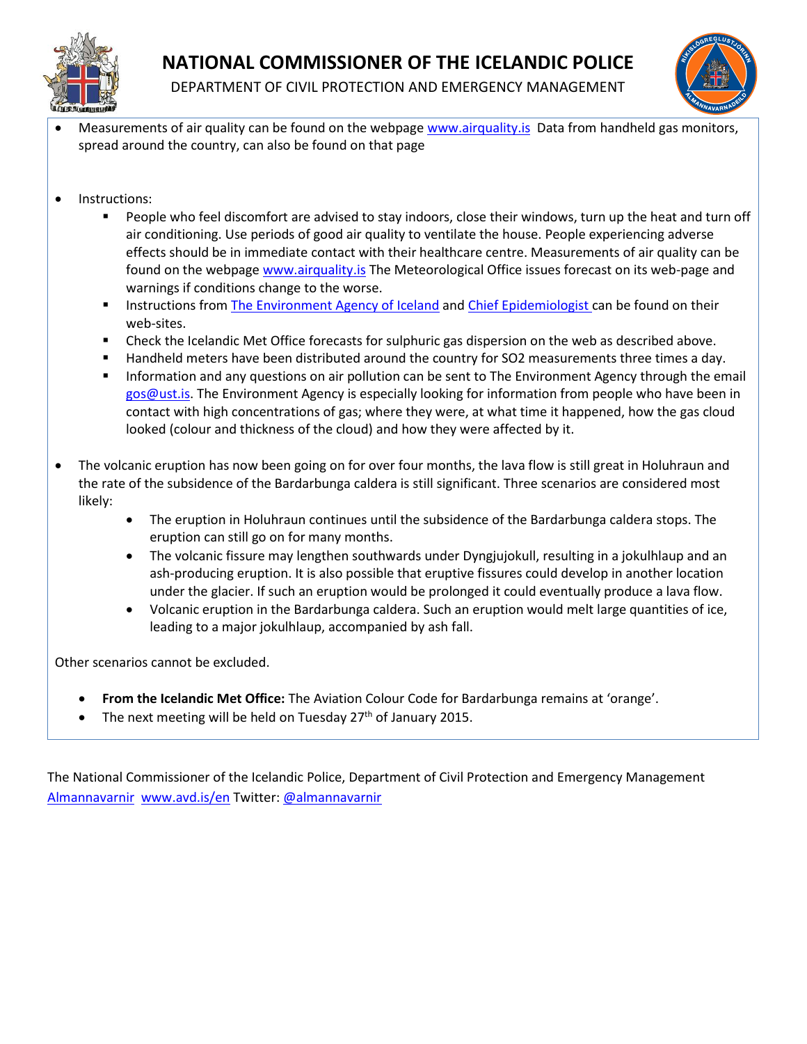# NATIONAL COMMISSIONER OF THE ICELANDIC POLICE

DEPARTMENT OF CIVIL PROTECTION AND EMERGENCY MANAGEMENT

- Measurements of air quality can be found on the webpage www.airquality.is Data from handheld gas monitors, spread around the country, can also be found on that page

- Instructions:
  - People who feel discomfort are advised to stay indoors, close their windows, turn up the heat and turn off air conditioning. Use periods of good air quality to ventilate the house. People experiencing adverse effects should be in immediate contact with their healthcare centre. Measurements of air quality can be found on the webpage www.airquality.is The Meteorological Office issues forecast on its web-page and warnings if conditions change to the worse.
  - Instructions from The Environment Agency of Iceland and Chief Epidemiologist can be found on their web-sites.
  - Check the Icelandic Met Office forecasts for sulphuric gas dispersion on the web as described above.
  - Handheld meters have been distributed around the country for $SO_2$ measurements three times a day.
  - Information and any questions on air pollution can be sent to The Environment Agency through the email gos@ust.is. The Environment Agency is especially looking for information from people who have been in contact with high concentrations of gas; where they were, at what time it happened, how the gas cloud looked (colour and thickness of the cloud) and how they were affected by it.

- The volcanic eruption has now been going on for over four months, the lava flow is still great in Holuhraun and the rate of the subsidence of the Bardarbunga caldera is still significant. Three scenarios are considered most likely:
  - The eruption in Holuhraun continues until the subsidence of the Bardarbunga caldera stops. The eruption can still go on for many months.
  - The volcanic fissure may lengthen southwards under Dyngjujokull, resulting in a jokulhlaup and an ash-producing eruption. It is also possible that eruptive fissures could develop in another location under the glacier. If such an eruption would be prolonged it could eventually produce a lava flow.
  - Volcanic eruption in the Bardarbunga caldera. Such an eruption would melt large quantities of ice, leading to a major jokulhlaup, accompanied by ash fall.

Other scenarios cannot be excluded.

- **From the Icelandic Met Office:** The Aviation Colour Code for Bardarbunga remains at 'orange'.
- The next meeting will be held on Tuesday 27th of January 2015.

The National Commissioner of the Icelandic Police, Department of Civil Protection and Emergency Management
Almannavarnir www.avd.is/en Twitter: @almannavarnir